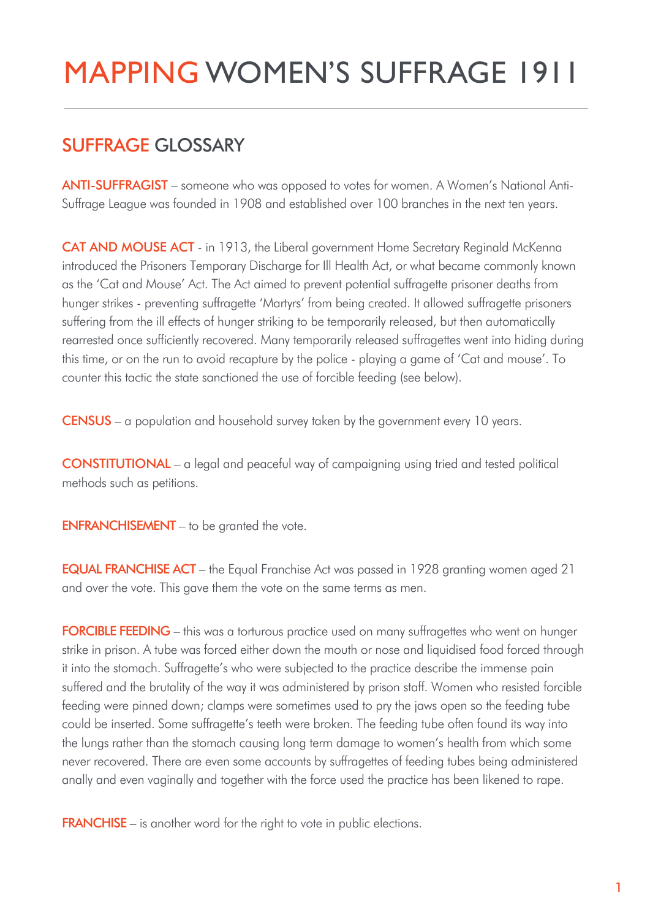# MAPPING WOMEN'S SUFFRAGE 1911

## SUFFRAGE GLOSSARY

**ANTI-SUFFRAGIST** – someone who was opposed to votes for women. A Women's National Anti-Suffrage League was founded in 1908 and established over 100 branches in the next ten years.

**CAT AND MOUSE ACT** - in 1913, the Liberal government Home Secretary Reginald McKenna introduced the Prisoners Temporary Discharge for Ill Health Act, or what became commonly known as the 'Cat and Mouse' Act. The Act aimed to prevent potential suffragette prisoner deaths from hunger strikes - preventing suffragette 'Martyrs' from being created. It allowed suffragette prisoners suffering from the ill effects of hunger striking to be temporarily released, but then automatically rearrested once sufficiently recovered. Many temporarily released suffragettes went into hiding during this time, or on the run to avoid recapture by the police - playing a game of 'Cat and mouse'. To counter this tactic the state sanctioned the use of forcible feeding (see below).

**CENSUS** – a population and household survey taken by the government every 10 years.

**CONSTITUTIONAL** – a legal and peaceful way of campaigning using tried and tested political methods such as petitions.

**ENFRANCHISEMENT** – to be granted the vote.

**EQUAL FRANCHISE ACT** – the Equal Franchise Act was passed in 1928 granting women aged 21 and over the vote. This gave them the vote on the same terms as men.

**FORCIBLE FEEDING** – this was a torturous practice used on many suffragettes who went on hunger strike in prison. A tube was forced either down the mouth or nose and liquidised food forced through it into the stomach. Suffragette's who were subjected to the practice describe the immense pain suffered and the brutality of the way it was administered by prison staff. Women who resisted forcible feeding were pinned down; clamps were sometimes used to pry the jaws open so the feeding tube could be inserted. Some suffragette's teeth were broken. The feeding tube often found its way into the lungs rather than the stomach causing long term damage to women's health from which some never recovered. There are even some accounts by suffragettes of feeding tubes being administered anally and even vaginally and together with the force used the practice has been likened to rape.

**FRANCHISE** – is another word for the right to vote in public elections.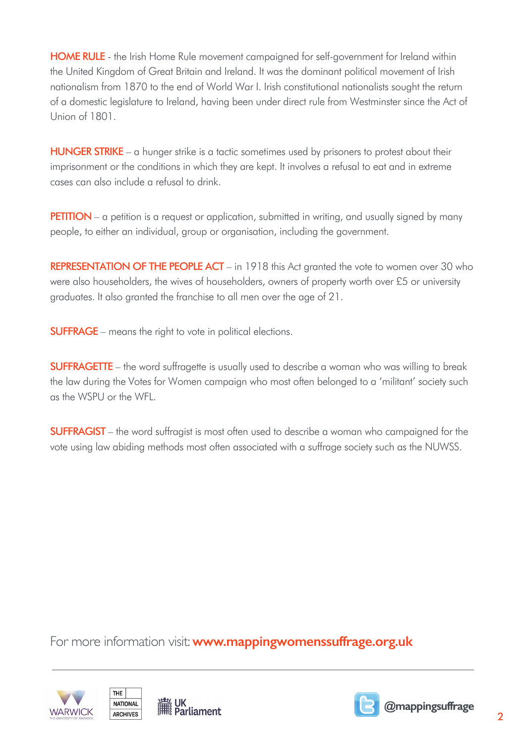**HOME RULE** - the Irish Home Rule movement campaigned for self-government for Ireland within the United Kingdom of Great Britain and Ireland. It was the dominant political movement of Irish nationalism from 1870 to the end of World War I. Irish constitutional nationalists sought the return of a domestic legislature to Ireland, having been under direct rule from Westminster since the Act of Union of 1801.

**HUNGER STRIKE** – a hunger strike is a tactic sometimes used by prisoners to protest about their imprisonment or the conditions in which they are kept. It involves a refusal to eat and in extreme cases can also include a refusal to drink.

**PETITION** – a petition is a request or application, submitted in writing, and usually signed by many people, to either an individual, group or organisation, including the government.

**REPRESENTATION OF THE PEOPLE ACT** – in 1918 this Act granted the vote to women over 30 who were also householders, the wives of householders, owners of property worth over £5 or university graduates. It also granted the franchise to all men over the age of 21.

**SUFFRAGE** – means the right to vote in political elections.

**SUFFRAGETTE** – the word suffragette is usually used to describe a woman who was willing to break the law during the Votes for Women campaign who most often belonged to a 'militant' society such as the WSPU or the WFL.

**SUFFRAGIST** – the word suffragist is most often used to describe a woman who campaigned for the vote using law abiding methods most often associated with a suffrage society such as the NUWSS.

For more information visit: **www.mappingwomenssuffrage.org.uk**

WARWICK THE UNIVERSITY OF WARWICK | THE NATIONAL ARCHIVES | UK Parliament

@mappingsuffrage